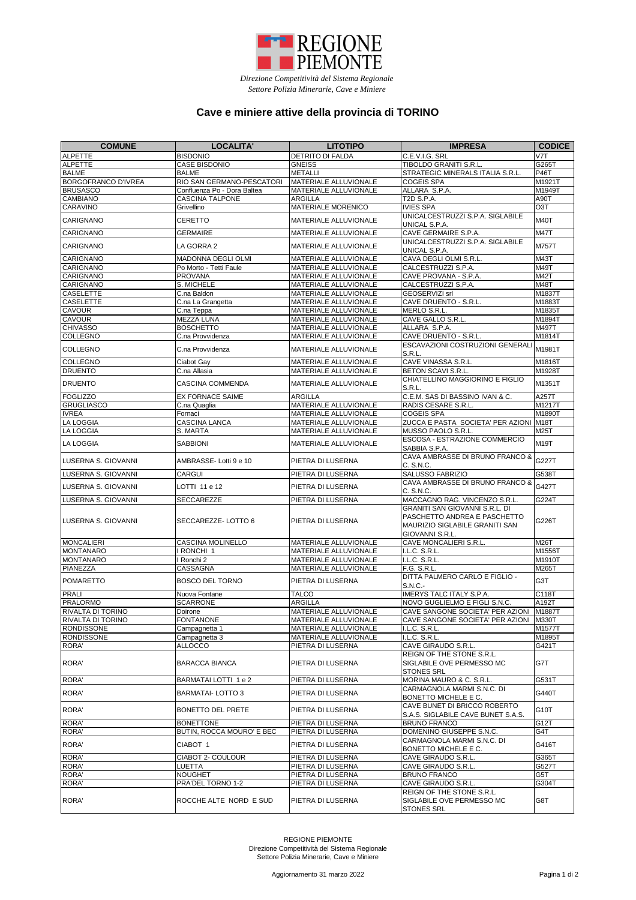**REGIONE PIEMONTE**

*Direzione Competitività del Sistema Regionale*
*Settore Polizia Minerarie, Cave e Miniere*

# Cave e miniere attive della provincia di TORINO

| COMUNE | LOCALITA' | LITOTIPO | IMPRESA | CODICE |
|---|---|---|---|---|
| ALPETTE | BISDONIO | DETRITO DI FALDA | C.E.V.I.G. SRL | V7T |
| ALPETTE | CASE BISDONIO | GNEISS | TIBOLDO GRANITI S.R.L. | G265T |
| BALME | BALME | METALLI | STRATEGIC MINERALS ITALIA S.R.L. | P46T |
| BORGOFRANCO D'IVREA | RIO SAN GERMANO-PESCATORI | MATERIALE ALLUVIONALE | COGEIS SPA | M1921T |
| BRUSASCO | Confluenza Po - Dora Baltea | MATERIALE ALLUVIONALE | ALLARA S.P.A. | M1949T |
| CAMBIANO | CASCINA TALPONE | ARGILLA | T2D S.P.A. | A90T |
| CARAVINO | Grivellino | MATERIALE MORENICO | IVIES SPA | O3T |
| CARIGNANO | CERETTO | MATERIALE ALLUVIONALE | UNICALCESTRUZZI S.P.A. SIGLABILE UNICAL S.P.A. | M40T |
| CARIGNANO | GERMAIRE | MATERIALE ALLUVIONALE | CAVE GERMAIRE S.P.A. | M47T |
| CARIGNANO | LA GORRA 2 | MATERIALE ALLUVIONALE | UNICALCESTRUZZI S.P.A. SIGLABILE UNICAL S.P.A. | M757T |
| CARIGNANO | MADONNA DEGLI OLMI | MATERIALE ALLUVIONALE | CAVA DEGLI OLMI S.R.L. | M43T |
| CARIGNANO | Po Morto - Tetti Faule | MATERIALE ALLUVIONALE | CALCESTRUZZI S.P.A. | M49T |
| CARIGNANO | PROVANA | MATERIALE ALLUVIONALE | CAVE PROVANA - S.P.A. | M42T |
| CARIGNANO | S. MICHELE | MATERIALE ALLUVIONALE | CALCESTRUZZI S.P.A. | M48T |
| CASELETTE | C.na Baldon | MATERIALE ALLUVIONALE | GEOSERVIZI srl | M1837T |
| CASELETTE | C.na La Grangetta | MATERIALE ALLUVIONALE | CAVE DRUENTO - S.R.L. | M1883T |
| CAVOUR | C.na Teppa | MATERIALE ALLUVIONALE | MERLO S.R.L. | M1835T |
| CAVOUR | MEZZA LUNA | MATERIALE ALLUVIONALE | CAVE GALLO S.R.L. | M1894T |
| CHIVASSO | BOSCHETTO | MATERIALE ALLUVIONALE | ALLARA S.P.A. | M497T |
| COLLEGNO | C.na Provvidenza | MATERIALE ALLUVIONALE | CAVE DRUENTO - S.R.L. | M1814T |
| COLLEGNO | C.na Provvidenza | MATERIALE ALLUVIONALE | ESCAVAZIONI COSTRUZIONI GENERALI S.R.L. | M1981T |
| COLLEGNO | Ciabot Gay | MATERIALE ALLUVIONALE | CAVE VINASSA S.R.L. | M1816T |
| DRUENTO | C.na Allasia | MATERIALE ALLUVIONALE | BETON SCAVI S.R.L. | M1928T |
| DRUENTO | CASCINA COMMENDA | MATERIALE ALLUVIONALE | CHIATELLINO MAGGIORINO E FIGLIO S.R.L. | M1351T |
| FOGLIZZO | EX FORNACE SAIME | ARGILLA | C.E.M. SAS DI BASSINO IVAN & C. | A257T |
| GRUGLIASCO | C.na Quaglia | MATERIALE ALLUVIONALE | RADIS CESARE S.R.L. | M1217T |
| IVREA | Fornaci | MATERIALE ALLUVIONALE | COGEIS SPA | M1890T |
| LA LOGGIA | CASCINA LANCA | MATERIALE ALLUVIONALE | ZUCCA E PASTA SOCIETA' PER AZIONI | M18T |
| LA LOGGIA | S. MARTA | MATERIALE ALLUVIONALE | MUSSO PAOLO S.R.L. | M25T |
| LA LOGGIA | SABBIONI | MATERIALE ALLUVIONALE | ESCOSA - ESTRAZIONE COMMERCIO SABBIA S.P.A. | M19T |
| LUSERNA S. GIOVANNI | AMBRASSE- Lotti 9 e 10 | PIETRA DI LUSERNA | CAVA AMBRASSE DI BRUNO FRANCO & C. S.N.C. | G227T |
| LUSERNA S. GIOVANNI | CARGUI | PIETRA DI LUSERNA | SALUSSO FABRIZIO | G538T |
| LUSERNA S. GIOVANNI | LOTTI 11 e 12 | PIETRA DI LUSERNA | CAVA AMBRASSE DI BRUNO FRANCO & C. S.N.C. | G427T |
| LUSERNA S. GIOVANNI | SECCAREZZE | PIETRA DI LUSERNA | MACCAGNO RAG. VINCENZO S.R.L. | G224T |
| LUSERNA S. GIOVANNI | SECCAREZZE- LOTTO 6 | PIETRA DI LUSERNA | GRANITI SAN GIOVANNI S.R.L. DI PASCHETTO ANDREA E PASCHETTO MAURIZIO SIGLABILE GRANITI SAN GIOVANNI S.R.L. | G226T |
| MONCALIERI | CASCINA MOLINELLO | MATERIALE ALLUVIONALE | CAVE MONCALIERI S.R.L. | M26T |
| MONTANARO | I RONCHI 1 | MATERIALE ALLUVIONALE | I.L.C. S.R.L. | M1556T |
| MONTANARO | I Ronchi 2 | MATERIALE ALLUVIONALE | I.L.C. S.R.L. | M1910T |
| PIANEZZA | CASSAGNA | MATERIALE ALLUVIONALE | F.G. S.R.L. | M265T |
| POMARETTO | BOSCO DEL TORNO | PIETRA DI LUSERNA | DITTA PALMERO CARLO E FIGLIO - S.N.C.- | G3T |
| PRALI | Nuova Fontane | TALCO | IMERYS TALC ITALY S.P.A. | C118T |
| PRALORMO | SCARRONE | ARGILLA | NOVO GUGLIELMO E FIGLI S.N.C. | A192T |
| RIVALTA DI TORINO | Doirone | MATERIALE ALLUVIONALE | CAVE SANGONE SOCIETA' PER AZIONI | M1887T |
| RIVALTA DI TORINO | FONTANONE | MATERIALE ALLUVIONALE | CAVE SANGONE SOCIETA' PER AZIONI | M330T |
| RONDISSONE | Campagnetta 1 | MATERIALE ALLUVIONALE | I.L.C. S.R.L. | M1577T |
| RONDISSONE | Campagnetta 3 | MATERIALE ALLUVIONALE | I.L.C. S.R.L. | M1895T |
| RORA' | ALLOCCO | PIETRA DI LUSERNA | CAVE GIRAUDO S.R.L. | G421T |
| RORA' | BARACCA BIANCA | PIETRA DI LUSERNA | REIGN OF THE STONE S.R.L. SIGLABILE OVE PERMESSO MC STONES SRL | G7T |
| RORA' | BARMATAI LOTTI 1 e 2 | PIETRA DI LUSERNA | MORINA MAURO & C. S.R.L. | G531T |
| RORA' | BARMATAI- LOTTO 3 | PIETRA DI LUSERNA | CARMAGNOLA MARMI S.N.C. DI BONETTO MICHELE E C. | G440T |
| RORA' | BONETTO DEL PRETE | PIETRA DI LUSERNA | CAVE BUNET DI BRICCO ROBERTO S.A.S. SIGLABILE CAVE BUNET S.A.S. | G10T |
| RORA' | BONETTONE | PIETRA DI LUSERNA | BRUNO FRANCO | G12T |
| RORA' | BUTIN, ROCCA MOURO' E BEC | PIETRA DI LUSERNA | DOMENINO GIUSEPPE S.N.C. | G4T |
| RORA' | CIABOT 1 | PIETRA DI LUSERNA | CARMAGNOLA MARMI S.N.C. DI BONETTO MICHELE E C. | G416T |
| RORA' | CIABOT 2- COULOUR | PIETRA DI LUSERNA | CAVE GIRAUDO S.R.L. | G365T |
| RORA' | LUETTA | PIETRA DI LUSERNA | CAVE GIRAUDO S.R.L. | G527T |
| RORA' | NOUGHET | PIETRA DI LUSERNA | BRUNO FRANCO | G5T |
| RORA' | PRA'DEL TORNO 1-2 | PIETRA DI LUSERNA | CAVE GIRAUDO S.R.L. | G304T |
| RORA' | ROCCHE ALTE NORD E SUD | PIETRA DI LUSERNA | REIGN OF THE STONE S.R.L. SIGLABILE OVE PERMESSO MC STONES SRL | G8T |

REGIONE PIEMONTE
Direzione Competitività del Sistema Regionale
Settore Polizia Minerarie, Cave e Miniere

Aggiornamento 31 marzo 2022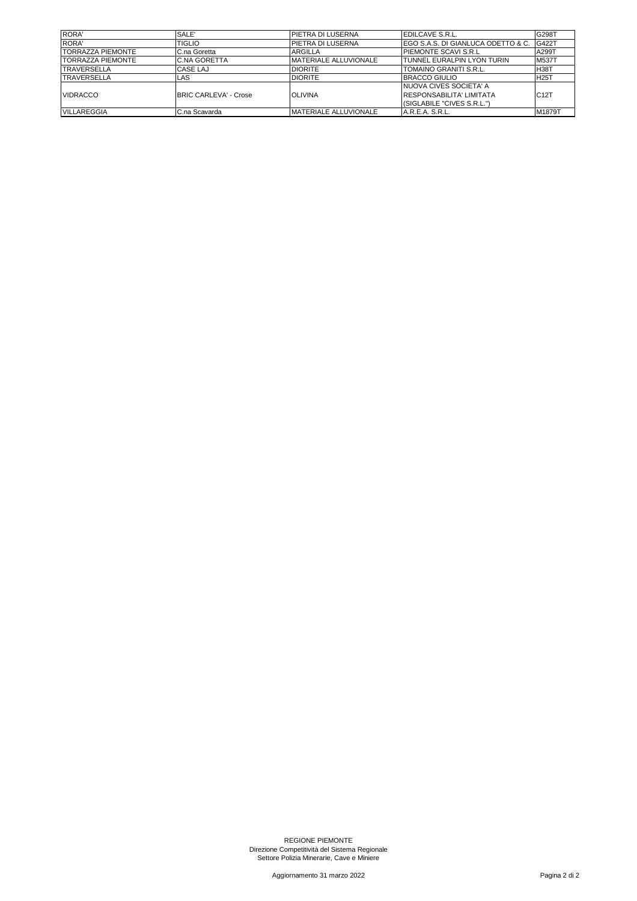| | | | | |
|---|---|---|---|---|
| RORA' | SALE' | PIETRA DI LUSERNA | EDILCAVE S.R.L. | G298T |
| RORA' | TIGLIO | PIETRA DI LUSERNA | EGO S.A.S. DI GIANLUCA ODETTO & C. | G422T |
| TORRAZZA PIEMONTE | C.na Goretta | ARGILLA | PIEMONTE SCAVI S.R.L | A299T |
| TORRAZZA PIEMONTE | C.NA GORETTA | MATERIALE ALLUVIONALE | TUNNEL EURALPIN LYON TURIN | M537T |
| TRAVERSELLA | CASE LAJ | DIORITE | TOMAINO GRANITI S.R.L. | H38T |
| TRAVERSELLA | LAS | DIORITE | BRACCO GIULIO | H25T |
| VIDRACCO | BRIC CARLEVA' - Crose | OLIVINA | NUOVA CIVES SOCIETA' A RESPONSABILITA' LIMITATA (SIGLABILE "CIVES S.R.L.") | C12T |
| VILLAREGGIA | C.na Scavarda | MATERIALE ALLUVIONALE | A.R.E.A. S.R.L. | M1879T |

REGIONE PIEMONTE
Direzione Competitività del Sistema Regionale
Settore Polizia Minerarie, Cave e Miniere

Aggiornamento 31 marzo 2022